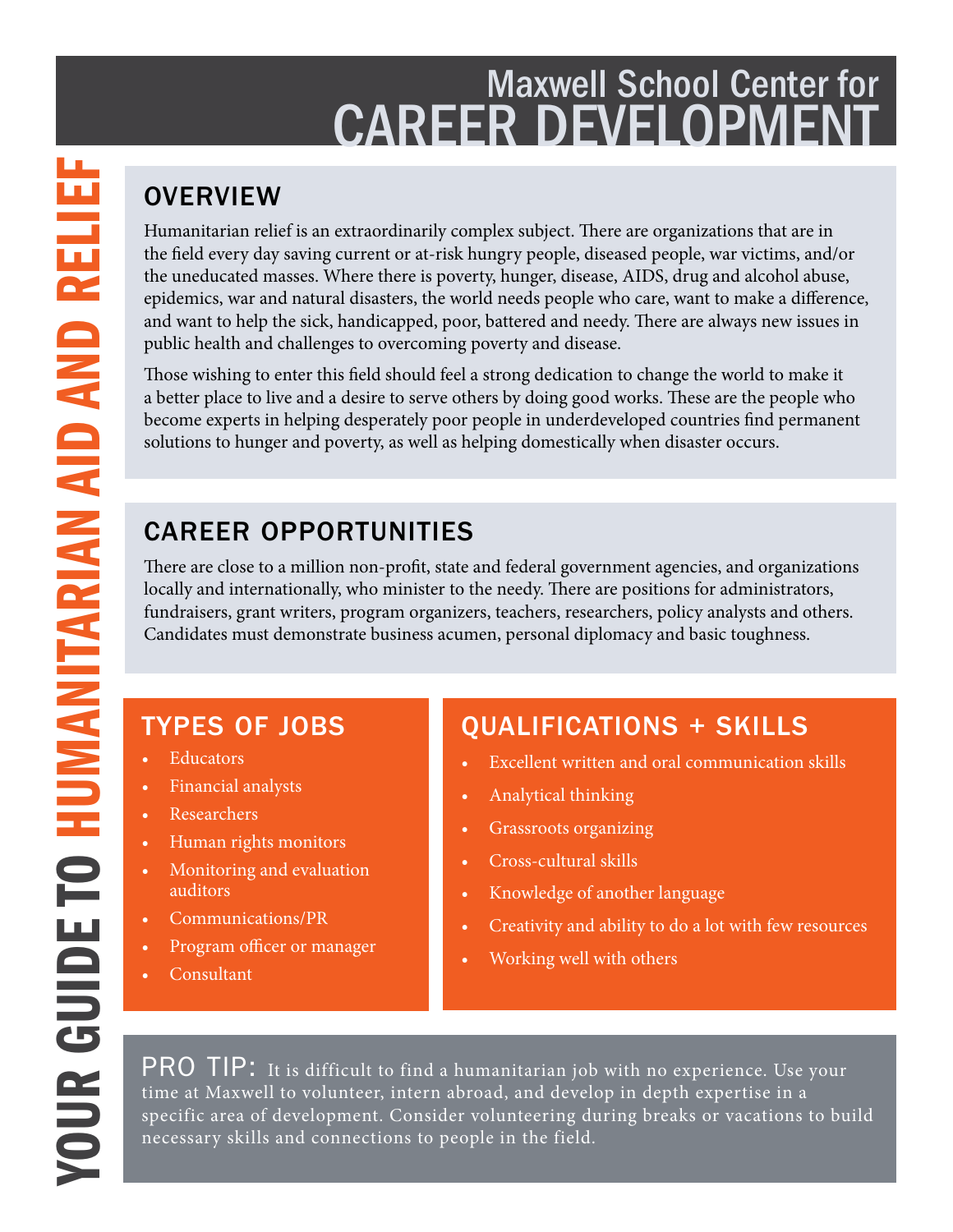# YOUR GUIDE TO HUMANITARIAN AID AND RELIEF

Maxwell School Center for
CAREER DEVELOPMENT

## OVERVIEW

Humanitarian relief is an extraordinarily complex subject. There are organizations that are in the field every day saving current or at-risk hungry people, diseased people, war victims, and/or the uneducated masses. Where there is poverty, hunger, disease, AIDS, drug and alcohol abuse, epidemics, war and natural disasters, the world needs people who care, want to make a difference, and want to help the sick, handicapped, poor, battered and needy. There are always new issues in public health and challenges to overcoming poverty and disease.

Those wishing to enter this field should feel a strong dedication to change the world to make it a better place to live and a desire to serve others by doing good works. These are the people who become experts in helping desperately poor people in underdeveloped countries find permanent solutions to hunger and poverty, as well as helping domestically when disaster occurs.

## CAREER OPPORTUNITIES

There are close to a million non-profit, state and federal government agencies, and organizations locally and internationally, who minister to the needy. There are positions for administrators, fundraisers, grant writers, program organizers, teachers, researchers, policy analysts and others. Candidates must demonstrate business acumen, personal diplomacy and basic toughness.

## TYPES OF JOBS

- Educators
- Financial analysts
- Researchers
- Human rights monitors
- Monitoring and evaluation auditors
- Communications/PR
- Program officer or manager
- Consultant

## QUALIFICATIONS + SKILLS

- Excellent written and oral communication skills
- Analytical thinking
- Grassroots organizing
- Cross-cultural skills
- Knowledge of another language
- Creativity and ability to do a lot with few resources
- Working well with others

**PRO TIP:** It is difficult to find a humanitarian job with no experience. Use your time at Maxwell to volunteer, intern abroad, and develop in depth expertise in a specific area of development. Consider volunteering during breaks or vacations to build necessary skills and connections to people in the field.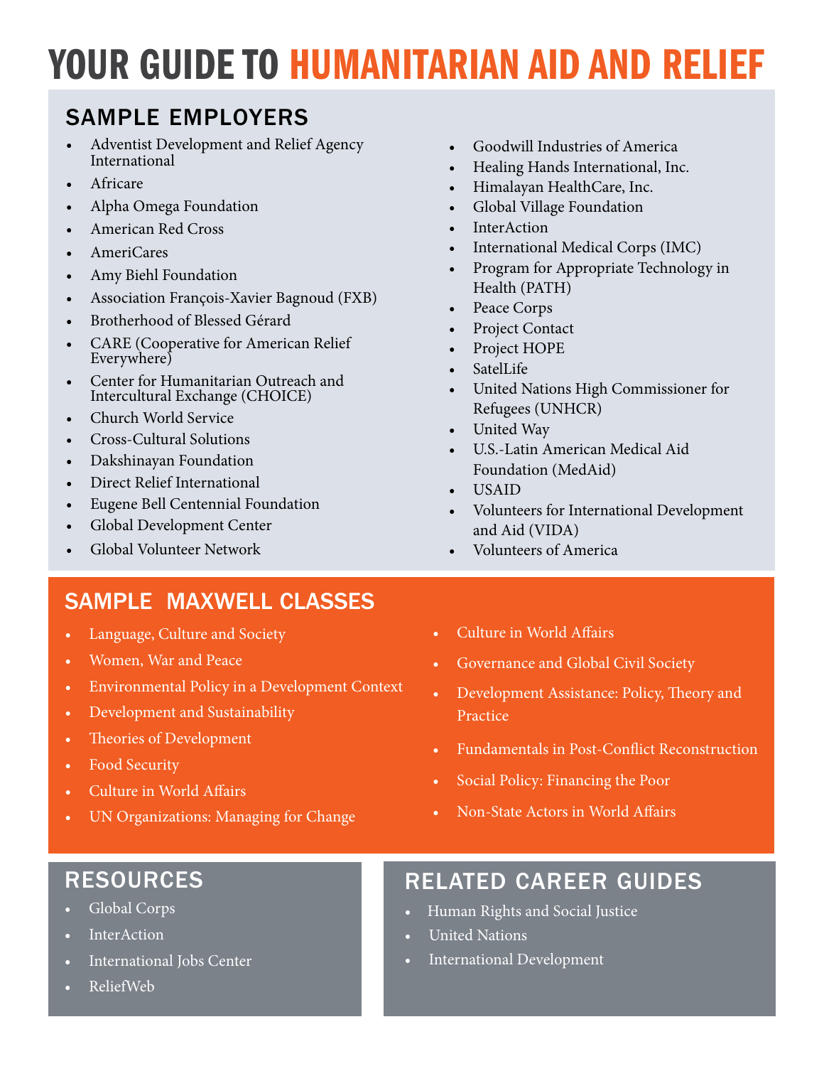# YOUR GUIDE TO HUMANITARIAN AID AND RELIEF

## SAMPLE EMPLOYERS

- Adventist Development and Relief Agency International
- Africare
- Alpha Omega Foundation
- American Red Cross
- AmeriCares
- Amy Biehl Foundation
- Association François-Xavier Bagnoud (FXB)
- Brotherhood of Blessed Gérard
- CARE (Cooperative for American Relief Everywhere)
- Center for Humanitarian Outreach and Intercultural Exchange (CHOICE)
- Church World Service
- Cross-Cultural Solutions
- Dakshinayan Foundation
- Direct Relief International
- Eugene Bell Centennial Foundation
- Global Development Center
- Global Volunteer Network
- Goodwill Industries of America
- Healing Hands International, Inc.
- Himalayan HealthCare, Inc.
- Global Village Foundation
- InterAction
- International Medical Corps (IMC)
- Program for Appropriate Technology in Health (PATH)
- Peace Corps
- Project Contact
- Project HOPE
- SatelLife
- United Nations High Commissioner for Refugees (UNHCR)
- United Way
- U.S.-Latin American Medical Aid Foundation (MedAid)
- USAID
- Volunteers for International Development and Aid (VIDA)
- Volunteers of America

## SAMPLE MAXWELL CLASSES

- Language, Culture and Society
- Women, War and Peace
- Environmental Policy in a Development Context
- Development and Sustainability
- Theories of Development
- Food Security
- Culture in World Affairs
- UN Organizations: Managing for Change
- Culture in World Affairs
- Governance and Global Civil Society
- Development Assistance: Policy, Theory and Practice
- Fundamentals in Post-Conflict Reconstruction
- Social Policy: Financing the Poor
- Non-State Actors in World Affairs

## RESOURCES

- Global Corps
- InterAction
- International Jobs Center
- ReliefWeb

## RELATED CAREER GUIDES

- Human Rights and Social Justice
- United Nations
- International Development